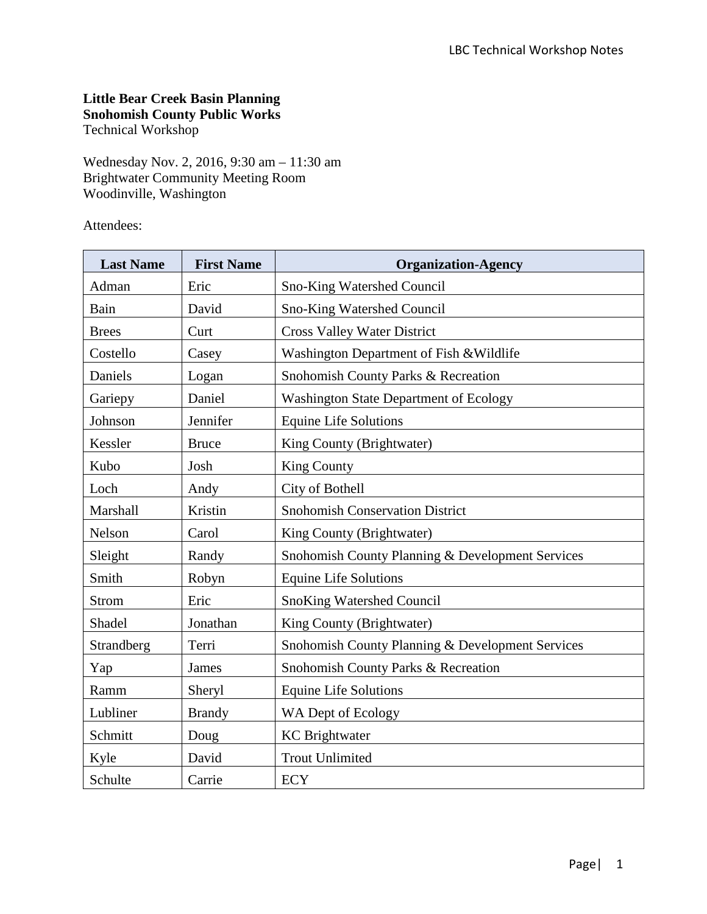**Little Bear Creek Basin Planning**
**Snohomish County Public Works**
Technical Workshop

Wednesday Nov. 2, 2016, 9:30 am – 11:30 am
Brightwater Community Meeting Room
Woodinville, Washington

Attendees:

| Last Name | First Name | Organization-Agency |
|---|---|---|
| Adman | Eric | Sno-King Watershed Council |
| Bain | David | Sno-King Watershed Council |
| Brees | Curt | Cross Valley Water District |
| Costello | Casey | Washington Department of Fish &Wildlife |
| Daniels | Logan | Snohomish County Parks & Recreation |
| Gariepy | Daniel | Washington State Department of Ecology |
| Johnson | Jennifer | Equine Life Solutions |
| Kessler | Bruce | King County (Brightwater) |
| Kubo | Josh | King County |
| Loch | Andy | City of Bothell |
| Marshall | Kristin | Snohomish Conservation District |
| Nelson | Carol | King County (Brightwater) |
| Sleight | Randy | Snohomish County Planning & Development Services |
| Smith | Robyn | Equine Life Solutions |
| Strom | Eric | SnoKing Watershed Council |
| Shadel | Jonathan | King County (Brightwater) |
| Strandberg | Terri | Snohomish County Planning & Development Services |
| Yap | James | Snohomish County Parks & Recreation |
| Ramm | Sheryl | Equine Life Solutions |
| Lubliner | Brandy | WA Dept of Ecology |
| Schmitt | Doug | KC Brightwater |
| Kyle | David | Trout Unlimited |
| Schulte | Carrie | ECY |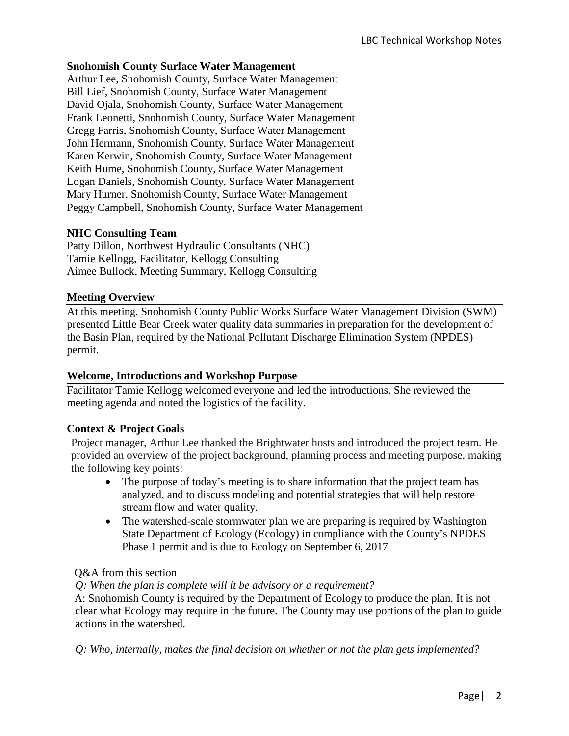**Snohomish County Surface Water Management**

Arthur Lee, Snohomish County, Surface Water Management
Bill Lief, Snohomish County, Surface Water Management
David Ojala, Snohomish County, Surface Water Management
Frank Leonetti, Snohomish County, Surface Water Management
Gregg Farris, Snohomish County, Surface Water Management
John Hermann, Snohomish County, Surface Water Management
Karen Kerwin, Snohomish County, Surface Water Management
Keith Hume, Snohomish County, Surface Water Management
Logan Daniels, Snohomish County, Surface Water Management
Mary Hurner, Snohomish County, Surface Water Management
Peggy Campbell, Snohomish County, Surface Water Management

**NHC Consulting Team**

Patty Dillon, Northwest Hydraulic Consultants (NHC)
Tamie Kellogg, Facilitator, Kellogg Consulting
Aimee Bullock, Meeting Summary, Kellogg Consulting

## Meeting Overview

At this meeting, Snohomish County Public Works Surface Water Management Division (SWM) presented Little Bear Creek water quality data summaries in preparation for the development of the Basin Plan, required by the National Pollutant Discharge Elimination System (NPDES) permit.

## Welcome, Introductions and Workshop Purpose

Facilitator Tamie Kellogg welcomed everyone and led the introductions. She reviewed the meeting agenda and noted the logistics of the facility.

## Context & Project Goals

Project manager, Arthur Lee thanked the Brightwater hosts and introduced the project team. He provided an overview of the project background, planning process and meeting purpose, making the following key points:

- The purpose of today's meeting is to share information that the project team has analyzed, and to discuss modeling and potential strategies that will help restore stream flow and water quality.
- The watershed-scale stormwater plan we are preparing is required by Washington State Department of Ecology (Ecology) in compliance with the County's NPDES Phase 1 permit and is due to Ecology on September 6, 2017

Q&A from this section

*Q: When the plan is complete will it be advisory or a requirement?*

A: Snohomish County is required by the Department of Ecology to produce the plan. It is not clear what Ecology may require in the future. The County may use portions of the plan to guide actions in the watershed.

*Q: Who, internally, makes the final decision on whether or not the plan gets implemented?*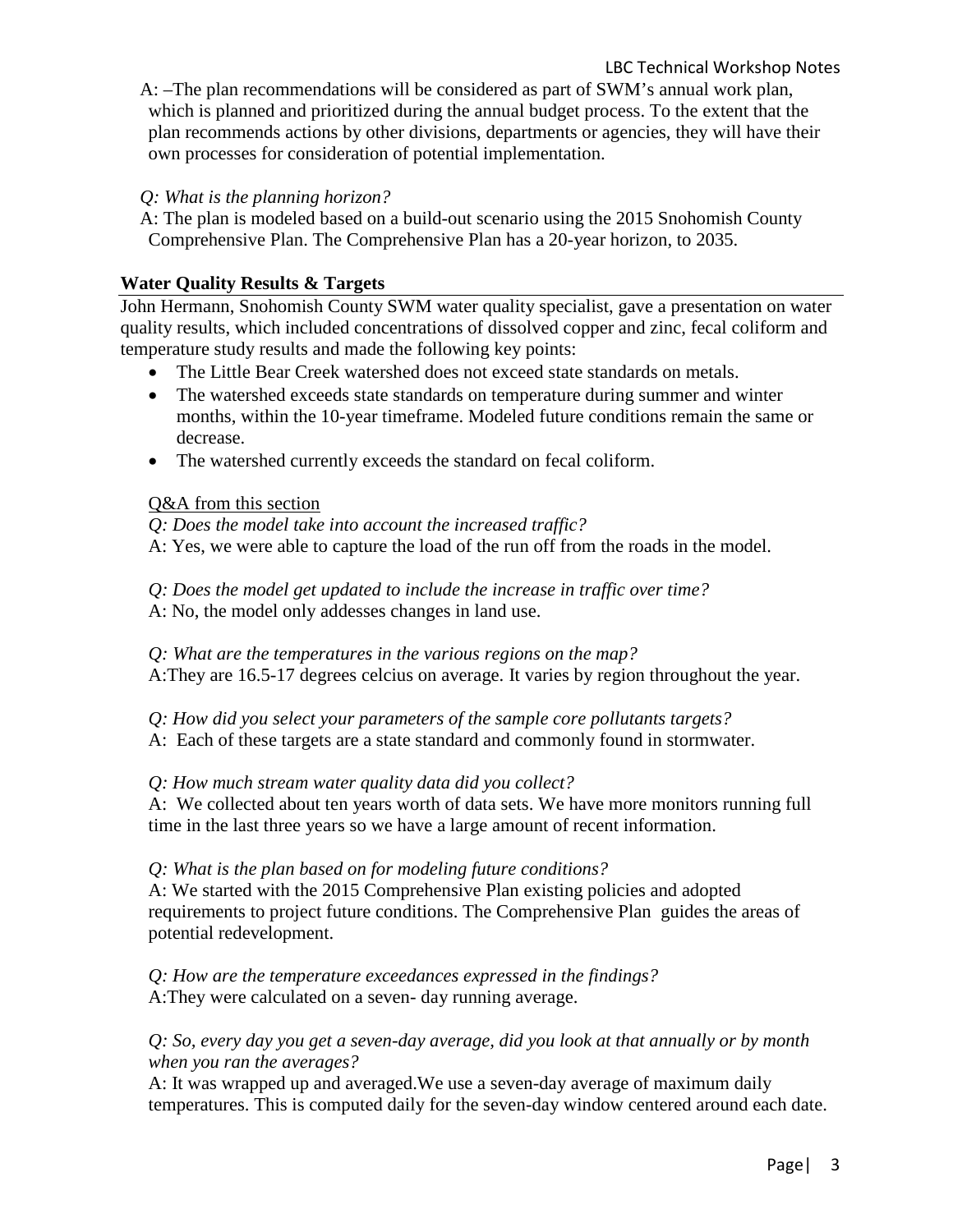A: –The plan recommendations will be considered as part of SWM's annual work plan, which is planned and prioritized during the annual budget process. To the extent that the plan recommends actions by other divisions, departments or agencies, they will have their own processes for consideration of potential implementation.

*Q: What is the planning horizon?*

A: The plan is modeled based on a build-out scenario using the 2015 Snohomish County Comprehensive Plan. The Comprehensive Plan has a 20-year horizon, to 2035.

## Water Quality Results & Targets

John Hermann, Snohomish County SWM water quality specialist, gave a presentation on water quality results, which included concentrations of dissolved copper and zinc, fecal coliform and temperature study results and made the following key points:

- The Little Bear Creek watershed does not exceed state standards on metals.
- The watershed exceeds state standards on temperature during summer and winter months, within the 10-year timeframe. Modeled future conditions remain the same or decrease.
- The watershed currently exceeds the standard on fecal coliform.

<u>Q&A from this section</u>

*Q: Does the model take into account the increased traffic?*

A: Yes, we were able to capture the load of the run off from the roads in the model.

*Q: Does the model get updated to include the increase in traffic over time?*

A: No, the model only addesses changes in land use.

*Q: What are the temperatures in the various regions on the map?*

A:They are 16.5-17 degrees celcius on average. It varies by region throughout the year.

*Q: How did you select your parameters of the sample core pollutants targets?*

A: Each of these targets are a state standard and commonly found in stormwater.

*Q: How much stream water quality data did you collect?*

A: We collected about ten years worth of data sets. We have more monitors running full time in the last three years so we have a large amount of recent information.

*Q: What is the plan based on for modeling future conditions?*

A: We started with the 2015 Comprehensive Plan existing policies and adopted requirements to project future conditions. The Comprehensive Plan guides the areas of potential redevelopment.

*Q: How are the temperature exceedances expressed in the findings?*

A:They were calculated on a seven- day running average.

*Q: So, every day you get a seven-day average, did you look at that annually or by month when you ran the averages?*

A: It was wrapped up and averaged.We use a seven-day average of maximum daily temperatures. This is computed daily for the seven-day window centered around each date.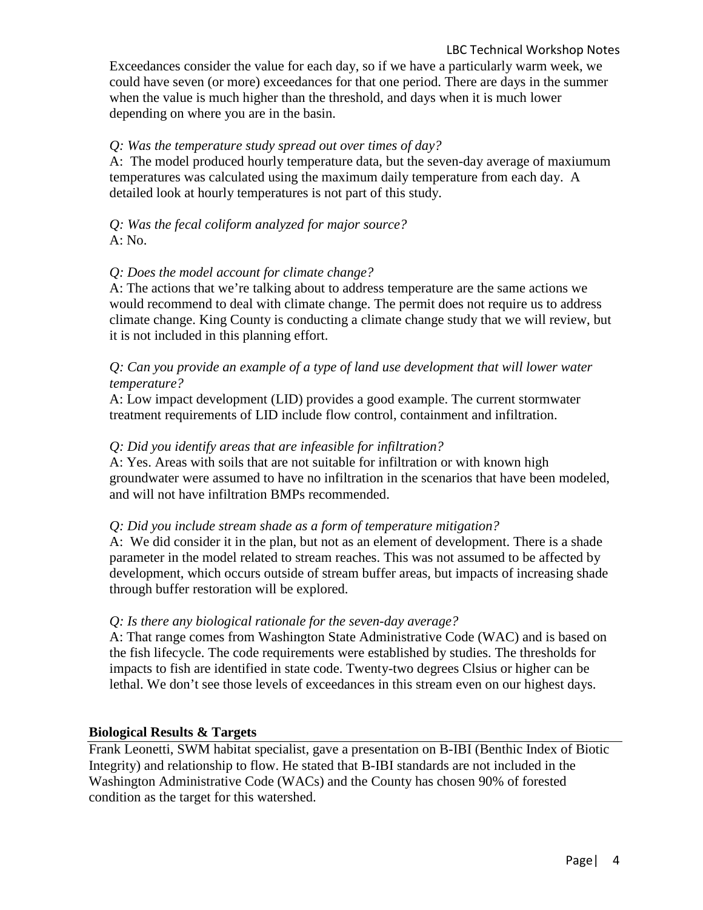Exceedances consider the value for each day, so if we have a particularly warm week, we could have seven (or more) exceedances for that one period. There are days in the summer when the value is much higher than the threshold, and days when it is much lower depending on where you are in the basin.

*Q: Was the temperature study spread out over times of day?*
A: The model produced hourly temperature data, but the seven-day average of maxiumum temperatures was calculated using the maximum daily temperature from each day. A detailed look at hourly temperatures is not part of this study.

*Q: Was the fecal coliform analyzed for major source?*
A: No.

*Q: Does the model account for climate change?*
A: The actions that we're talking about to address temperature are the same actions we would recommend to deal with climate change. The permit does not require us to address climate change. King County is conducting a climate change study that we will review, but it is not included in this planning effort.

*Q: Can you provide an example of a type of land use development that will lower water temperature?*
A: Low impact development (LID) provides a good example. The current stormwater treatment requirements of LID include flow control, containment and infiltration.

*Q: Did you identify areas that are infeasible for infiltration?*
A: Yes. Areas with soils that are not suitable for infiltration or with known high groundwater were assumed to have no infiltration in the scenarios that have been modeled, and will not have infiltration BMPs recommended.

*Q: Did you include stream shade as a form of temperature mitigation?*
A: We did consider it in the plan, but not as an element of development. There is a shade parameter in the model related to stream reaches. This was not assumed to be affected by development, which occurs outside of stream buffer areas, but impacts of increasing shade through buffer restoration will be explored.

*Q: Is there any biological rationale for the seven-day average?*
A: That range comes from Washington State Administrative Code (WAC) and is based on the fish lifecycle. The code requirements were established by studies. The thresholds for impacts to fish are identified in state code. Twenty-two degrees Clsius or higher can be lethal. We don't see those levels of exceedances in this stream even on our highest days.

## Biological Results & Targets

Frank Leonetti, SWM habitat specialist, gave a presentation on B-IBI (Benthic Index of Biotic Integrity) and relationship to flow. He stated that B-IBI standards are not included in the Washington Administrative Code (WACs) and the County has chosen 90% of forested condition as the target for this watershed.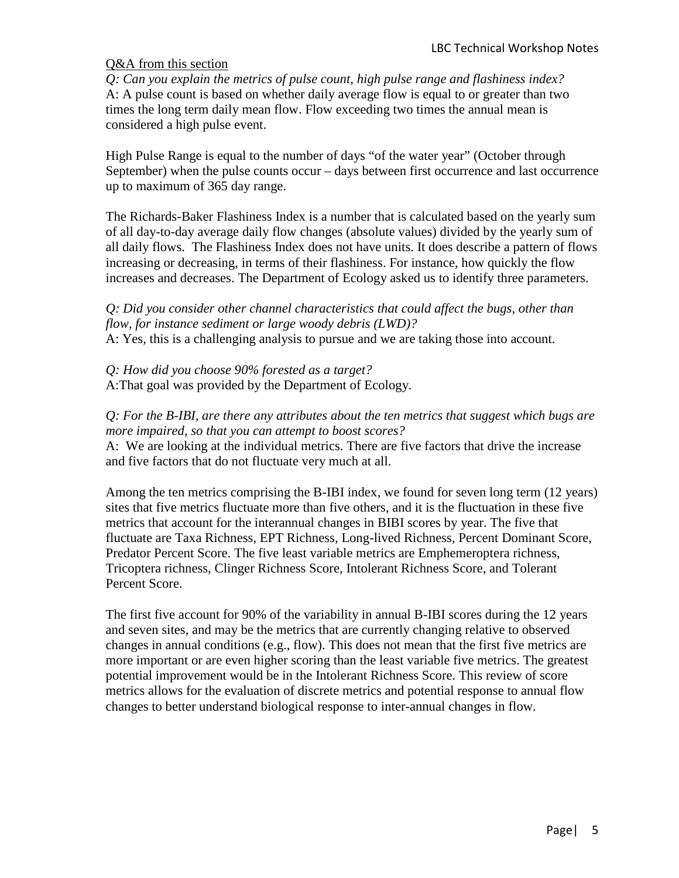Q&A from this section

*Q: Can you explain the metrics of pulse count, high pulse range and flashiness index?*
A: A pulse count is based on whether daily average flow is equal to or greater than two times the long term daily mean flow. Flow exceeding two times the annual mean is considered a high pulse event.

High Pulse Range is equal to the number of days "of the water year" (October through September) when the pulse counts occur – days between first occurrence and last occurrence up to maximum of 365 day range.

The Richards-Baker Flashiness Index is a number that is calculated based on the yearly sum of all day-to-day average daily flow changes (absolute values) divided by the yearly sum of all daily flows. The Flashiness Index does not have units. It does describe a pattern of flows increasing or decreasing, in terms of their flashiness. For instance, how quickly the flow increases and decreases. The Department of Ecology asked us to identify three parameters.

*Q: Did you consider other channel characteristics that could affect the bugs, other than flow, for instance sediment or large woody debris (LWD)?*
A: Yes, this is a challenging analysis to pursue and we are taking those into account.

*Q: How did you choose 90% forested as a target?*
A:That goal was provided by the Department of Ecology.

*Q: For the B-IBI, are there any attributes about the ten metrics that suggest which bugs are more impaired, so that you can attempt to boost scores?*
A: We are looking at the individual metrics. There are five factors that drive the increase and five factors that do not fluctuate very much at all.

Among the ten metrics comprising the B-IBI index, we found for seven long term (12 years) sites that five metrics fluctuate more than five others, and it is the fluctuation in these five metrics that account for the interannual changes in BIBI scores by year. The five that fluctuate are Taxa Richness, EPT Richness, Long-lived Richness, Percent Dominant Score, Predator Percent Score. The five least variable metrics are Emphemeroptera richness, Tricoptera richness, Clinger Richness Score, Intolerant Richness Score, and Tolerant Percent Score.

The first five account for 90% of the variability in annual B-IBI scores during the 12 years and seven sites, and may be the metrics that are currently changing relative to observed changes in annual conditions (e.g., flow). This does not mean that the first five metrics are more important or are even higher scoring than the least variable five metrics. The greatest potential improvement would be in the Intolerant Richness Score. This review of score metrics allows for the evaluation of discrete metrics and potential response to annual flow changes to better understand biological response to inter-annual changes in flow.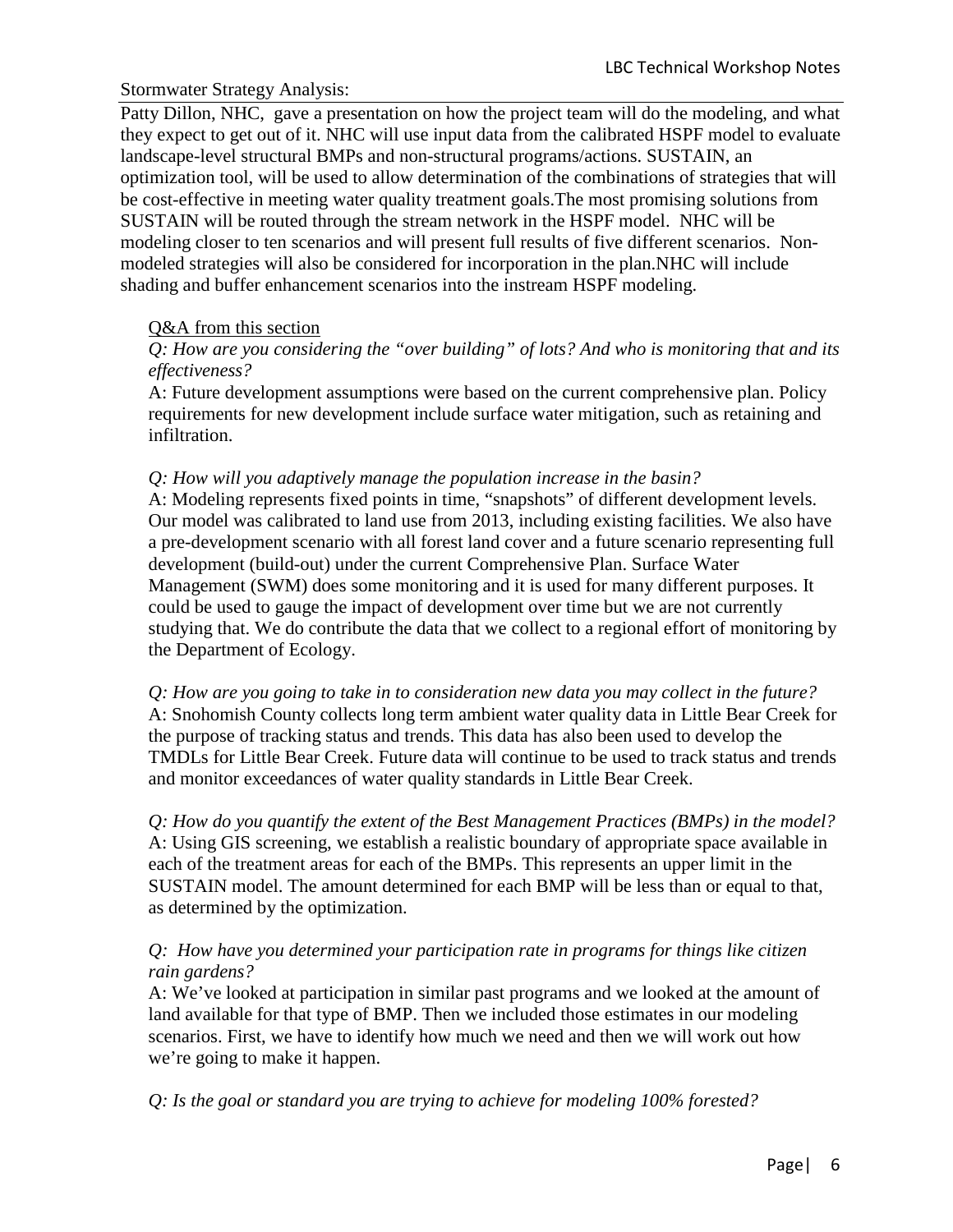Stormwater Strategy Analysis:

Patty Dillon, NHC, gave a presentation on how the project team will do the modeling, and what they expect to get out of it. NHC will use input data from the calibrated HSPF model to evaluate landscape-level structural BMPs and non-structural programs/actions. SUSTAIN, an optimization tool, will be used to allow determination of the combinations of strategies that will be cost-effective in meeting water quality treatment goals.The most promising solutions from SUSTAIN will be routed through the stream network in the HSPF model. NHC will be modeling closer to ten scenarios and will present full results of five different scenarios. Non-modeled strategies will also be considered for incorporation in the plan.NHC will include shading and buffer enhancement scenarios into the instream HSPF modeling.

Q&A from this section

*Q: How are you considering the "over building" of lots? And who is monitoring that and its effectiveness?*

A: Future development assumptions were based on the current comprehensive plan. Policy requirements for new development include surface water mitigation, such as retaining and infiltration.

*Q: How will you adaptively manage the population increase in the basin?*

A: Modeling represents fixed points in time, "snapshots" of different development levels. Our model was calibrated to land use from 2013, including existing facilities. We also have a pre-development scenario with all forest land cover and a future scenario representing full development (build-out) under the current Comprehensive Plan. Surface Water Management (SWM) does some monitoring and it is used for many different purposes. It could be used to gauge the impact of development over time but we are not currently studying that. We do contribute the data that we collect to a regional effort of monitoring by the Department of Ecology.

*Q: How are you going to take in to consideration new data you may collect in the future?*

A: Snohomish County collects long term ambient water quality data in Little Bear Creek for the purpose of tracking status and trends. This data has also been used to develop the TMDLs for Little Bear Creek. Future data will continue to be used to track status and trends and monitor exceedances of water quality standards in Little Bear Creek.

*Q: How do you quantify the extent of the Best Management Practices (BMPs) in the model?*

A: Using GIS screening, we establish a realistic boundary of appropriate space available in each of the treatment areas for each of the BMPs. This represents an upper limit in the SUSTAIN model. The amount determined for each BMP will be less than or equal to that, as determined by the optimization.

*Q: How have you determined your participation rate in programs for things like citizen rain gardens?*

A: We've looked at participation in similar past programs and we looked at the amount of land available for that type of BMP. Then we included those estimates in our modeling scenarios. First, we have to identify how much we need and then we will work out how we're going to make it happen.

*Q: Is the goal or standard you are trying to achieve for modeling 100% forested?*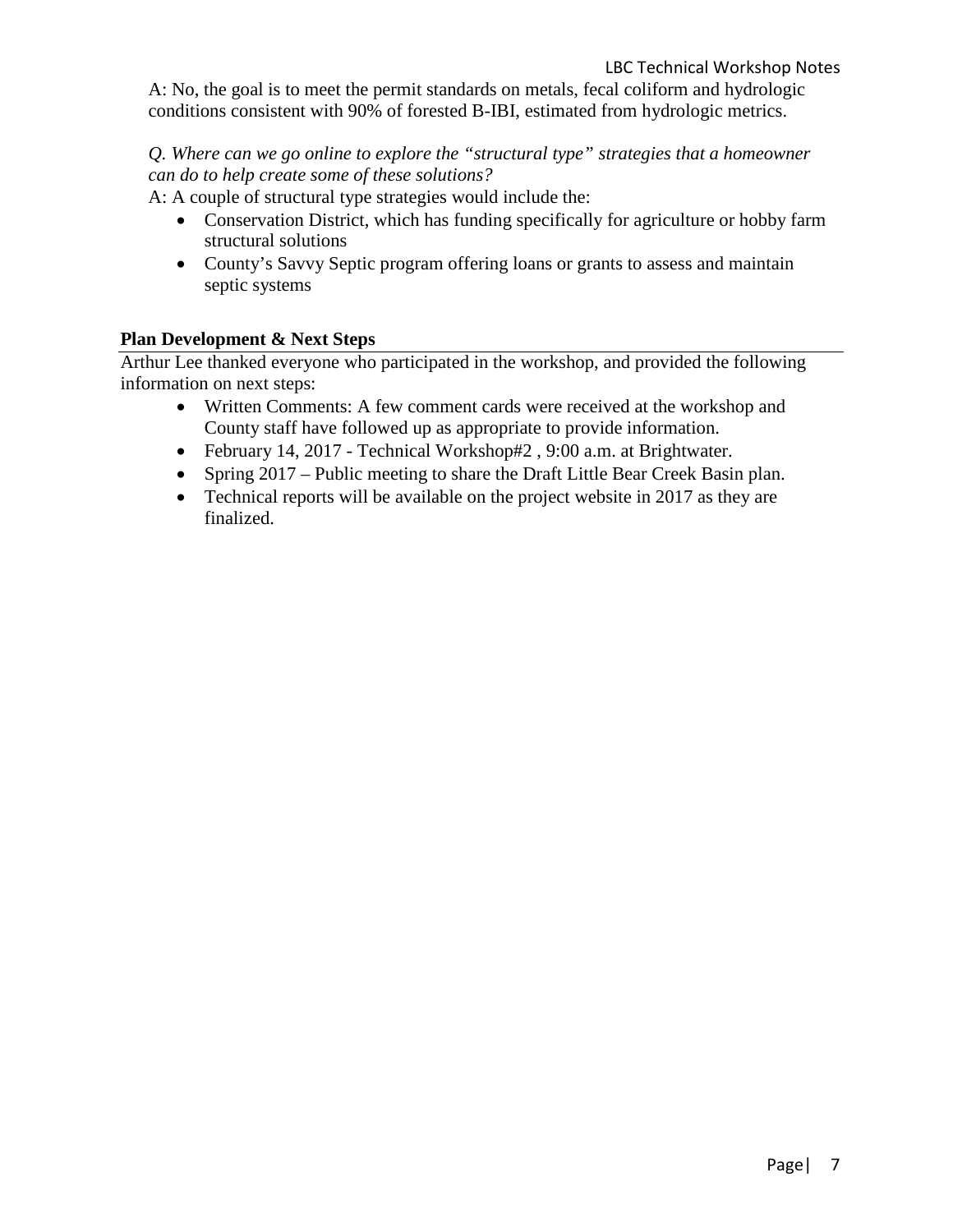A: No, the goal is to meet the permit standards on metals, fecal coliform and hydrologic conditions consistent with 90% of forested B-IBI, estimated from hydrologic metrics.

*Q. Where can we go online to explore the "structural type" strategies that a homeowner can do to help create some of these solutions?*

A: A couple of structural type strategies would include the:

- Conservation District, which has funding specifically for agriculture or hobby farm structural solutions
- County's Savvy Septic program offering loans or grants to assess and maintain septic systems

**Plan Development & Next Steps**

Arthur Lee thanked everyone who participated in the workshop, and provided the following information on next steps:

- Written Comments: A few comment cards were received at the workshop and County staff have followed up as appropriate to provide information.
- February 14, 2017 - Technical Workshop#2 , 9:00 a.m. at Brightwater.
- Spring 2017 – Public meeting to share the Draft Little Bear Creek Basin plan.
- Technical reports will be available on the project website in 2017 as they are finalized.